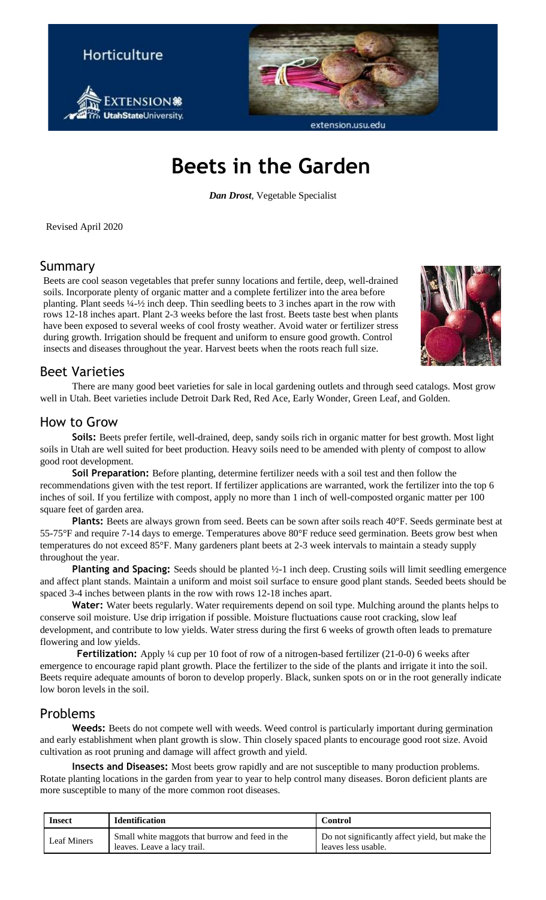Horticulture

# Beets in the Garden

***Dan Drost***, Vegetable Specialist

Revised April 2020

## Summary

Beets are cool season vegetables that prefer sunny locations and fertile, deep, well-drained soils. Incorporate plenty of organic matter and a complete fertilizer into the area before planting. Plant seeds ¼-½ inch deep. Thin seedling beets to 3 inches apart in the row with rows 12-18 inches apart. Plant 2-3 weeks before the last frost. Beets taste best when plants have been exposed to several weeks of cool frosty weather. Avoid water or fertilizer stress during growth. Irrigation should be frequent and uniform to ensure good growth. Control insects and diseases throughout the year. Harvest beets when the roots reach full size.

## Beet Varieties

There are many good beet varieties for sale in local gardening outlets and through seed catalogs. Most grow well in Utah. Beet varieties include Detroit Dark Red, Red Ace, Early Wonder, Green Leaf, and Golden.

## How to Grow

**Soils:** Beets prefer fertile, well-drained, deep, sandy soils rich in organic matter for best growth. Most light soils in Utah are well suited for beet production. Heavy soils need to be amended with plenty of compost to allow good root development.

**Soil Preparation:** Before planting, determine fertilizer needs with a soil test and then follow the recommendations given with the test report. If fertilizer applications are warranted, work the fertilizer into the top 6 inches of soil. If you fertilize with compost, apply no more than 1 inch of well-composted organic matter per 100 square feet of garden area.

**Plants:** Beets are always grown from seed. Beets can be sown after soils reach 40°F. Seeds germinate best at 55-75°F and require 7-14 days to emerge. Temperatures above 80°F reduce seed germination. Beets grow best when temperatures do not exceed 85°F. Many gardeners plant beets at 2-3 week intervals to maintain a steady supply throughout the year.

**Planting and Spacing:** Seeds should be planted ½-1 inch deep. Crusting soils will limit seedling emergence and affect plant stands. Maintain a uniform and moist soil surface to ensure good plant stands. Seeded beets should be spaced 3-4 inches between plants in the row with rows 12-18 inches apart.

**Water:** Water beets regularly. Water requirements depend on soil type. Mulching around the plants helps to conserve soil moisture. Use drip irrigation if possible. Moisture fluctuations cause root cracking, slow leaf development, and contribute to low yields. Water stress during the first 6 weeks of growth often leads to premature flowering and low yields.

**Fertilization:** Apply ¼ cup per 10 foot of row of a nitrogen-based fertilizer (21-0-0) 6 weeks after emergence to encourage rapid plant growth. Place the fertilizer to the side of the plants and irrigate it into the soil. Beets require adequate amounts of boron to develop properly. Black, sunken spots on or in the root generally indicate low boron levels in the soil.

## Problems

**Weeds:** Beets do not compete well with weeds. Weed control is particularly important during germination and early establishment when plant growth is slow. Thin closely spaced plants to encourage good root size. Avoid cultivation as root pruning and damage will affect growth and yield.

**Insects and Diseases:** Most beets grow rapidly and are not susceptible to many production problems. Rotate planting locations in the garden from year to year to help control many diseases. Boron deficient plants are more susceptible to many of the more common root diseases.

| Insect | Identification | Control |
|---|---|---|
| Leaf Miners | Small white maggots that burrow and feed in the leaves. Leave a lacy trail. | Do not significantly affect yield, but make the leaves less usable. |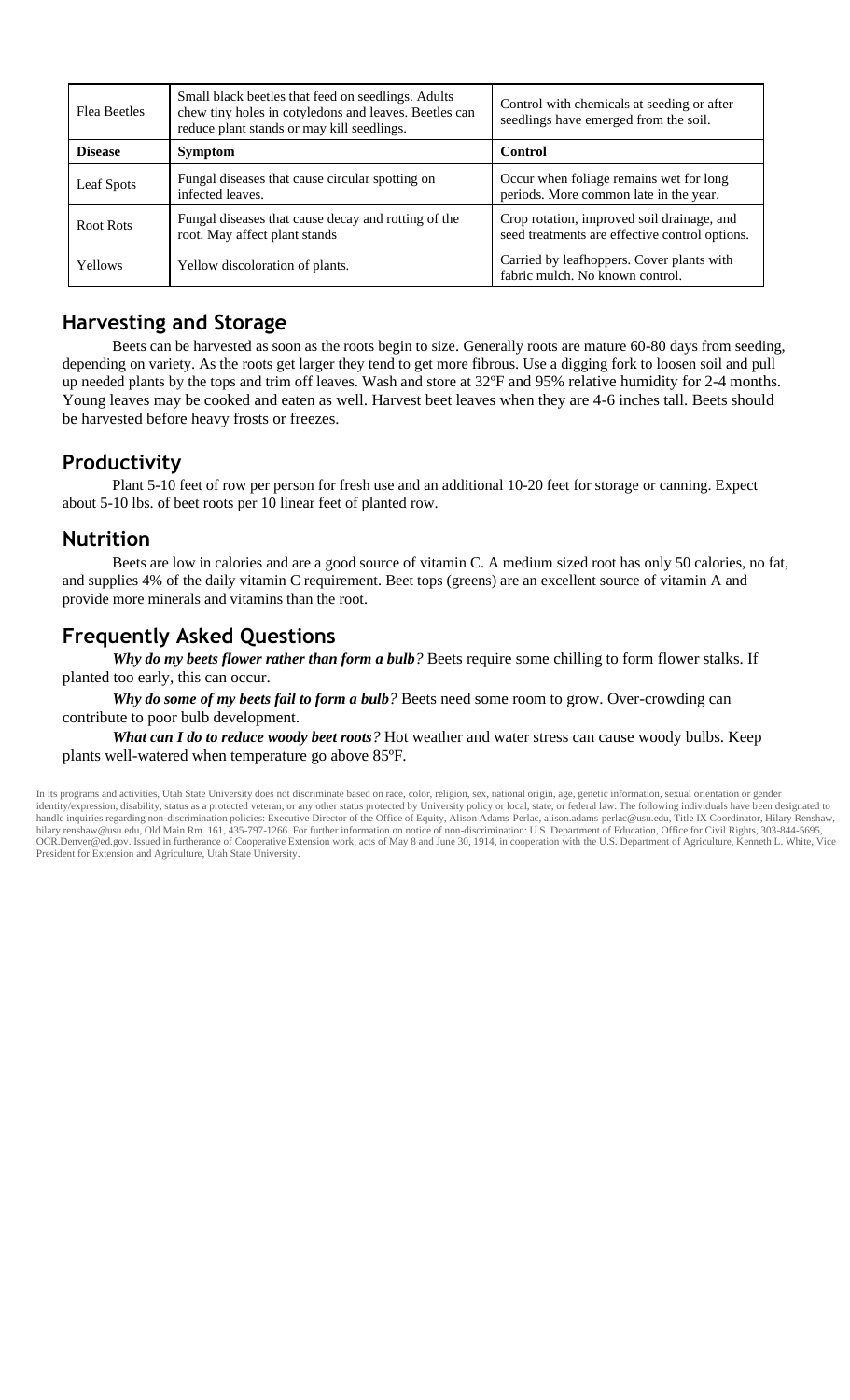| | | |
|---|---|---|
| Flea Beetles | Small black beetles that feed on seedlings. Adults chew tiny holes in cotyledons and leaves. Beetles can reduce plant stands or may kill seedlings. | Control with chemicals at seeding or after seedlings have emerged from the soil. |
| **Disease** | **Symptom** | **Control** |
| Leaf Spots | Fungal diseases that cause circular spotting on infected leaves. | Occur when foliage remains wet for long periods. More common late in the year. |
| Root Rots | Fungal diseases that cause decay and rotting of the root. May affect plant stands | Crop rotation, improved soil drainage, and seed treatments are effective control options. |
| Yellows | Yellow discoloration of plants. | Carried by leafhoppers. Cover plants with fabric mulch. No known control. |

## Harvesting and Storage

Beets can be harvested as soon as the roots begin to size. Generally roots are mature 60-80 days from seeding, depending on variety. As the roots get larger they tend to get more fibrous. Use a digging fork to loosen soil and pull up needed plants by the tops and trim off leaves. Wash and store at 32ºF and 95% relative humidity for 2-4 months. Young leaves may be cooked and eaten as well. Harvest beet leaves when they are 4-6 inches tall. Beets should be harvested before heavy frosts or freezes.

## Productivity

Plant 5-10 feet of row per person for fresh use and an additional 10-20 feet for storage or canning. Expect about 5-10 lbs. of beet roots per 10 linear feet of planted row.

## Nutrition

Beets are low in calories and are a good source of vitamin C. A medium sized root has only 50 calories, no fat, and supplies 4% of the daily vitamin C requirement. Beet tops (greens) are an excellent source of vitamin A and provide more minerals and vitamins than the root.

## Frequently Asked Questions

***Why do my beets flower rather than form a bulb****?* Beets require some chilling to form flower stalks. If planted too early, this can occur.

***Why do some of my beets fail to form a bulb****?* Beets need some room to grow. Over-crowding can contribute to poor bulb development.

***What can I do to reduce woody beet roots****?* Hot weather and water stress can cause woody bulbs. Keep plants well-watered when temperature go above 85ºF.

In its programs and activities, Utah State University does not discriminate based on race, color, religion, sex, national origin, age, genetic information, sexual orientation or gender identity/expression, disability, status as a protected veteran, or any other status protected by University policy or local, state, or federal law. The following individuals have been designated to handle inquiries regarding non-discrimination policies: Executive Director of the Office of Equity, Alison Adams-Perlac, alison.adams-perlac@usu.edu, Title IX Coordinator, Hilary Renshaw, hilary.renshaw@usu.edu, Old Main Rm. 161, 435-797-1266. For further information on notice of non-discrimination: U.S. Department of Education, Office for Civil Rights, 303-844-5695, OCR.Denver@ed.gov. Issued in furtherance of Cooperative Extension work, acts of May 8 and June 30, 1914, in cooperation with the U.S. Department of Agriculture, Kenneth L. White, Vice President for Extension and Agriculture, Utah State University.